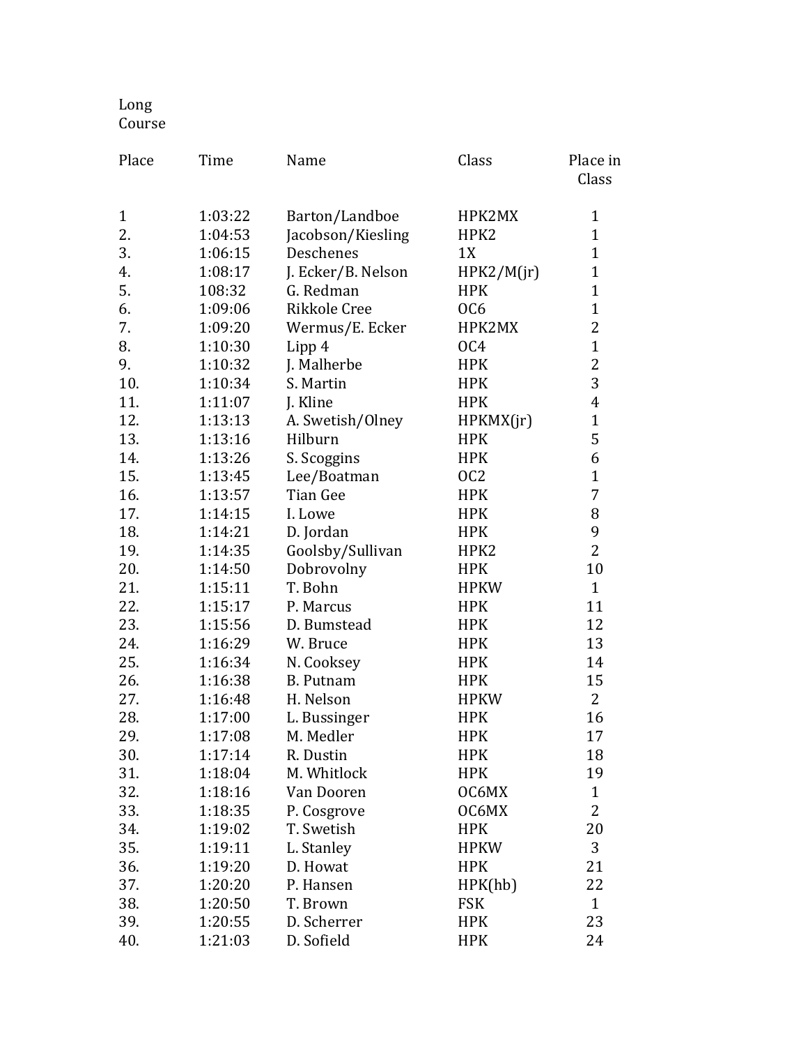Long Course

| Place | Time | Name | Class | Place in Class |
|---|---|---|---|---|
| 1 | 1:03:22 | Barton/Landboe | HPK2MX | 1 |
| 2. | 1:04:53 | Jacobson/Kiesling | HPK2 | 1 |
| 3. | 1:06:15 | Deschenes | 1X | 1 |
| 4. | 1:08:17 | J. Ecker/B. Nelson | HPK2/M(jr) | 1 |
| 5. | 108:32 | G. Redman | HPK | 1 |
| 6. | 1:09:06 | Rikkole Cree | OC6 | 1 |
| 7. | 1:09:20 | Wermus/E. Ecker | HPK2MX | 2 |
| 8. | 1:10:30 | Lipp 4 | OC4 | 1 |
| 9. | 1:10:32 | J. Malherbe | HPK | 2 |
| 10. | 1:10:34 | S. Martin | HPK | 3 |
| 11. | 1:11:07 | J. Kline | HPK | 4 |
| 12. | 1:13:13 | A. Swetish/Olney | HPKMX(jr) | 1 |
| 13. | 1:13:16 | Hilburn | HPK | 5 |
| 14. | 1:13:26 | S. Scoggins | HPK | 6 |
| 15. | 1:13:45 | Lee/Boatman | OC2 | 1 |
| 16. | 1:13:57 | Tian Gee | HPK | 7 |
| 17. | 1:14:15 | I. Lowe | HPK | 8 |
| 18. | 1:14:21 | D. Jordan | HPK | 9 |
| 19. | 1:14:35 | Goolsby/Sullivan | HPK2 | 2 |
| 20. | 1:14:50 | Dobrovolny | HPK | 10 |
| 21. | 1:15:11 | T. Bohn | HPKW | 1 |
| 22. | 1:15:17 | P. Marcus | HPK | 11 |
| 23. | 1:15:56 | D. Bumstead | HPK | 12 |
| 24. | 1:16:29 | W. Bruce | HPK | 13 |
| 25. | 1:16:34 | N. Cooksey | HPK | 14 |
| 26. | 1:16:38 | B. Putnam | HPK | 15 |
| 27. | 1:16:48 | H. Nelson | HPKW | 2 |
| 28. | 1:17:00 | L. Bussinger | HPK | 16 |
| 29. | 1:17:08 | M. Medler | HPK | 17 |
| 30. | 1:17:14 | R. Dustin | HPK | 18 |
| 31. | 1:18:04 | M. Whitlock | HPK | 19 |
| 32. | 1:18:16 | Van Dooren | OC6MX | 1 |
| 33. | 1:18:35 | P. Cosgrove | OC6MX | 2 |
| 34. | 1:19:02 | T. Swetish | HPK | 20 |
| 35. | 1:19:11 | L. Stanley | HPKW | 3 |
| 36. | 1:19:20 | D. Howat | HPK | 21 |
| 37. | 1:20:20 | P. Hansen | HPK(hb) | 22 |
| 38. | 1:20:50 | T. Brown | FSK | 1 |
| 39. | 1:20:55 | D. Scherrer | HPK | 23 |
| 40. | 1:21:03 | D. Sofield | HPK | 24 |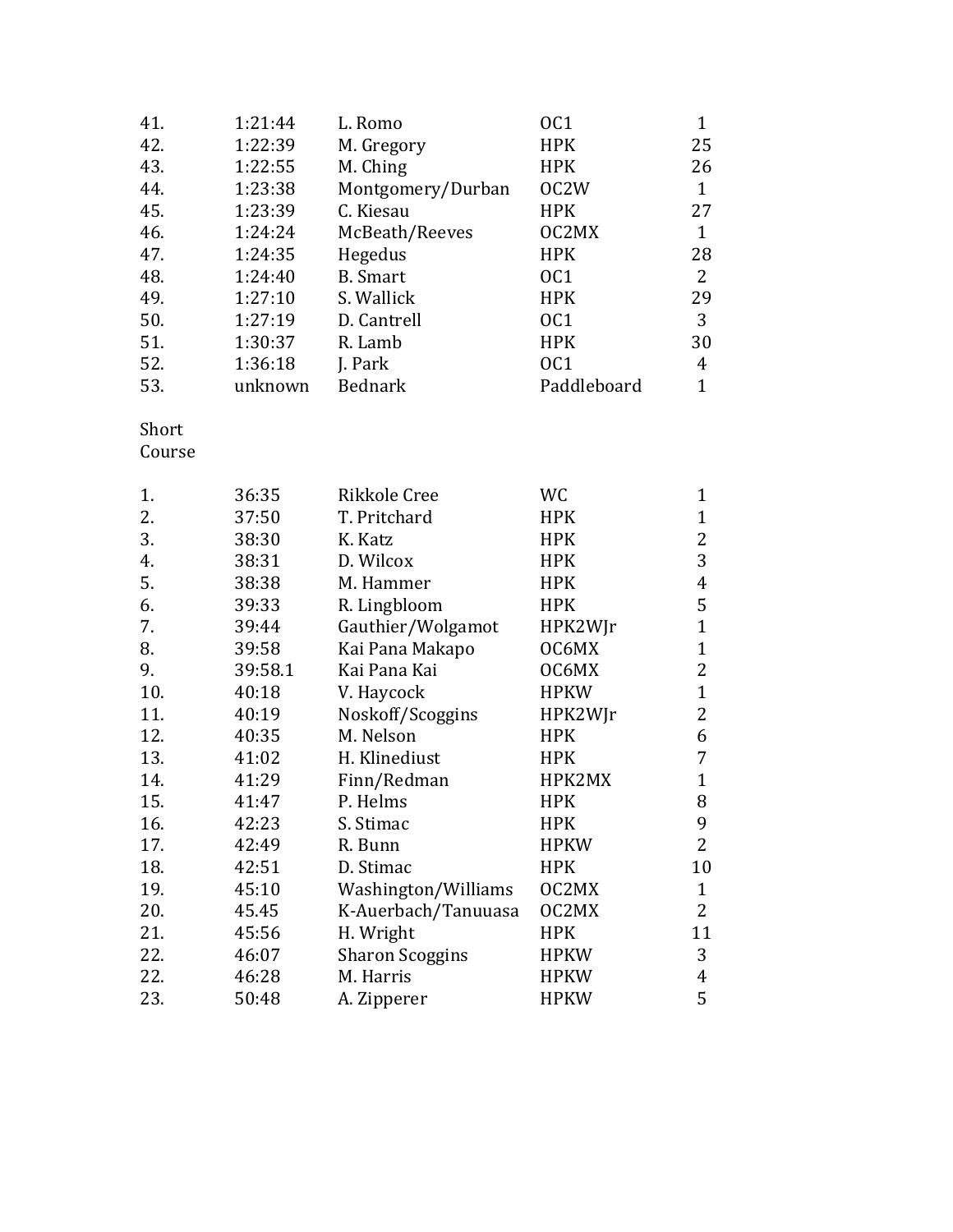| | | | | |
|---|---|---|---|---|
| 41. | 1:21:44 | L. Romo | OC1 | 1 |
| 42. | 1:22:39 | M. Gregory | HPK | 25 |
| 43. | 1:22:55 | M. Ching | HPK | 26 |
| 44. | 1:23:38 | Montgomery/Durban | OC2W | 1 |
| 45. | 1:23:39 | C. Kiesau | HPK | 27 |
| 46. | 1:24:24 | McBeath/Reeves | OC2MX | 1 |
| 47. | 1:24:35 | Hegedus | HPK | 28 |
| 48. | 1:24:40 | B. Smart | OC1 | 2 |
| 49. | 1:27:10 | S. Wallick | HPK | 29 |
| 50. | 1:27:19 | D. Cantrell | OC1 | 3 |
| 51. | 1:30:37 | R. Lamb | HPK | 30 |
| 52. | 1:36:18 | J. Park | OC1 | 4 |
| 53. | unknown | Bednark | Paddleboard | 1 |

Short Course

| | | | | |
|---|---|---|---|---|
| 1. | 36:35 | Rikkole Cree | WC | 1 |
| 2. | 37:50 | T. Pritchard | HPK | 1 |
| 3. | 38:30 | K. Katz | HPK | 2 |
| 4. | 38:31 | D. Wilcox | HPK | 3 |
| 5. | 38:38 | M. Hammer | HPK | 4 |
| 6. | 39:33 | R. Lingbloom | HPK | 5 |
| 7. | 39:44 | Gauthier/Wolgamot | HPK2WJr | 1 |
| 8. | 39:58 | Kai Pana Makapo | OC6MX | 1 |
| 9. | 39:58.1 | Kai Pana Kai | OC6MX | 2 |
| 10. | 40:18 | V. Haycock | HPKW | 1 |
| 11. | 40:19 | Noskoff/Scoggins | HPK2WJr | 2 |
| 12. | 40:35 | M. Nelson | HPK | 6 |
| 13. | 41:02 | H. Klinediust | HPK | 7 |
| 14. | 41:29 | Finn/Redman | HPK2MX | 1 |
| 15. | 41:47 | P. Helms | HPK | 8 |
| 16. | 42:23 | S. Stimac | HPK | 9 |
| 17. | 42:49 | R. Bunn | HPKW | 2 |
| 18. | 42:51 | D. Stimac | HPK | 10 |
| 19. | 45:10 | Washington/Williams | OC2MX | 1 |
| 20. | 45.45 | K-Auerbach/Tanuuasa | OC2MX | 2 |
| 21. | 45:56 | H. Wright | HPK | 11 |
| 22. | 46:07 | Sharon Scoggins | HPKW | 3 |
| 22. | 46:28 | M. Harris | HPKW | 4 |
| 23. | 50:48 | A. Zipperer | HPKW | 5 |